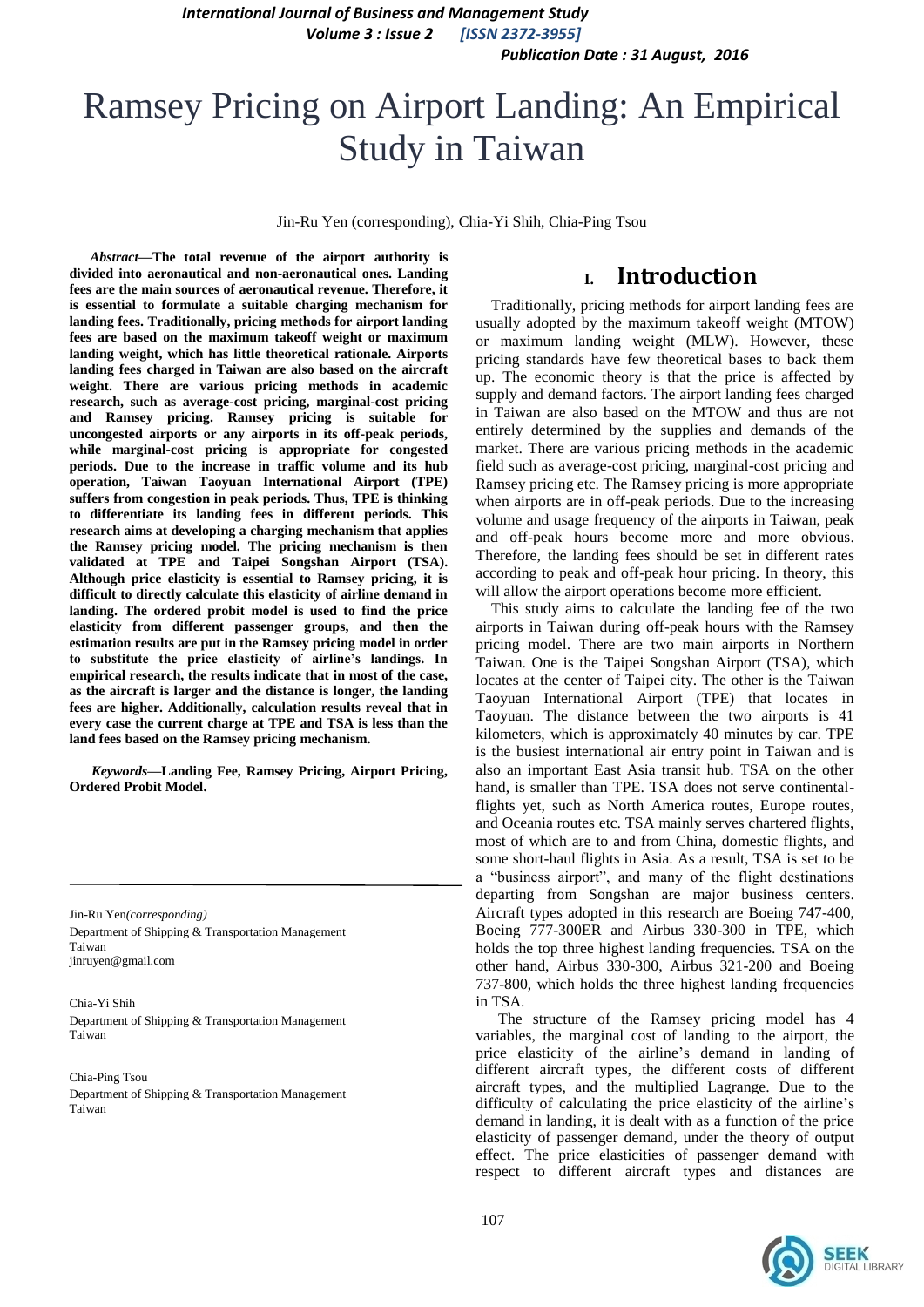# Ramsey Pricing on Airport Landing: An Empirical Study in Taiwan

Jin-Ru Yen (corresponding), Chia-Yi Shih, Chia-Ping Tsou

***Abstract*—The total revenue of the airport authority is divided into aeronautical and non-aeronautical ones. Landing fees are the main sources of aeronautical revenue. Therefore, it is essential to formulate a suitable charging mechanism for landing fees. Traditionally, pricing methods for airport landing fees are based on the maximum takeoff weight or maximum landing weight, which has little theoretical rationale. Airports landing fees charged in Taiwan are also based on the aircraft weight. There are various pricing methods in academic research, such as average-cost pricing, marginal-cost pricing and Ramsey pricing. Ramsey pricing is suitable for uncongested airports or any airports in its off-peak periods, while marginal-cost pricing is appropriate for congested periods. Due to the increase in traffic volume and its hub operation, Taiwan Taoyuan International Airport (TPE) suffers from congestion in peak periods. Thus, TPE is thinking to differentiate its landing fees in different periods. This research aims at developing a charging mechanism that applies the Ramsey pricing model. The pricing mechanism is then validated at TPE and Taipei Songshan Airport (TSA). Although price elasticity is essential to Ramsey pricing, it is difficult to directly calculate this elasticity of airline demand in landing. The ordered probit model is used to find the price elasticity from different passenger groups, and then the estimation results are put in the Ramsey pricing model in order to substitute the price elasticity of airline's landings. In empirical research, the results indicate that in most of the case, as the aircraft is larger and the distance is longer, the landing fees are higher. Additionally, calculation results reveal that in every case the current charge at TPE and TSA is less than the land fees based on the Ramsey pricing mechanism.**

***Keywords*—Landing Fee, Ramsey Pricing, Airport Pricing, Ordered Probit Model.**

Jin-Ru Yen*(corresponding)*
Department of Shipping & Transportation Management
Taiwan
jinruyen@gmail.com

Chia-Yi Shih
Department of Shipping & Transportation Management
Taiwan

Chia-Ping Tsou
Department of Shipping & Transportation Management
Taiwan

## I. Introduction

Traditionally, pricing methods for airport landing fees are usually adopted by the maximum takeoff weight (MTOW) or maximum landing weight (MLW). However, these pricing standards have few theoretical bases to back them up. The economic theory is that the price is affected by supply and demand factors. The airport landing fees charged in Taiwan are also based on the MTOW and thus are not entirely determined by the supplies and demands of the market. There are various pricing methods in the academic field such as average-cost pricing, marginal-cost pricing and Ramsey pricing etc. The Ramsey pricing is more appropriate when airports are in off-peak periods. Due to the increasing volume and usage frequency of the airports in Taiwan, peak and off-peak hours become more and more obvious. Therefore, the landing fees should be set in different rates according to peak and off-peak hour pricing. In theory, this will allow the airport operations become more efficient.

This study aims to calculate the landing fee of the two airports in Taiwan during off-peak hours with the Ramsey pricing model. There are two main airports in Northern Taiwan. One is the Taipei Songshan Airport (TSA), which locates at the center of Taipei city. The other is the Taiwan Taoyuan International Airport (TPE) that locates in Taoyuan. The distance between the two airports is 41 kilometers, which is approximately 40 minutes by car. TPE is the busiest international air entry point in Taiwan and is also an important East Asia transit hub. TSA on the other hand, is smaller than TPE. TSA does not serve continental-flights yet, such as North America routes, Europe routes, and Oceania routes etc. TSA mainly serves chartered flights, most of which are to and from China, domestic flights, and some short-haul flights in Asia. As a result, TSA is set to be a "business airport", and many of the flight destinations departing from Songshan are major business centers. Aircraft types adopted in this research are Boeing 747-400, Boeing 777-300ER and Airbus 330-300 in TPE, which holds the top three highest landing frequencies. TSA on the other hand, Airbus 330-300, Airbus 321-200 and Boeing 737-800, which holds the three highest landing frequencies in TSA.

The structure of the Ramsey pricing model has 4 variables, the marginal cost of landing to the airport, the price elasticity of the airline's demand in landing of different aircraft types, the different costs of different aircraft types, and the multiplied Lagrange. Due to the difficulty of calculating the price elasticity of the airline's demand in landing, it is dealt with as a function of the price elasticity of passenger demand, under the theory of output effect. The price elasticities of passenger demand with respect to different aircraft types and distances are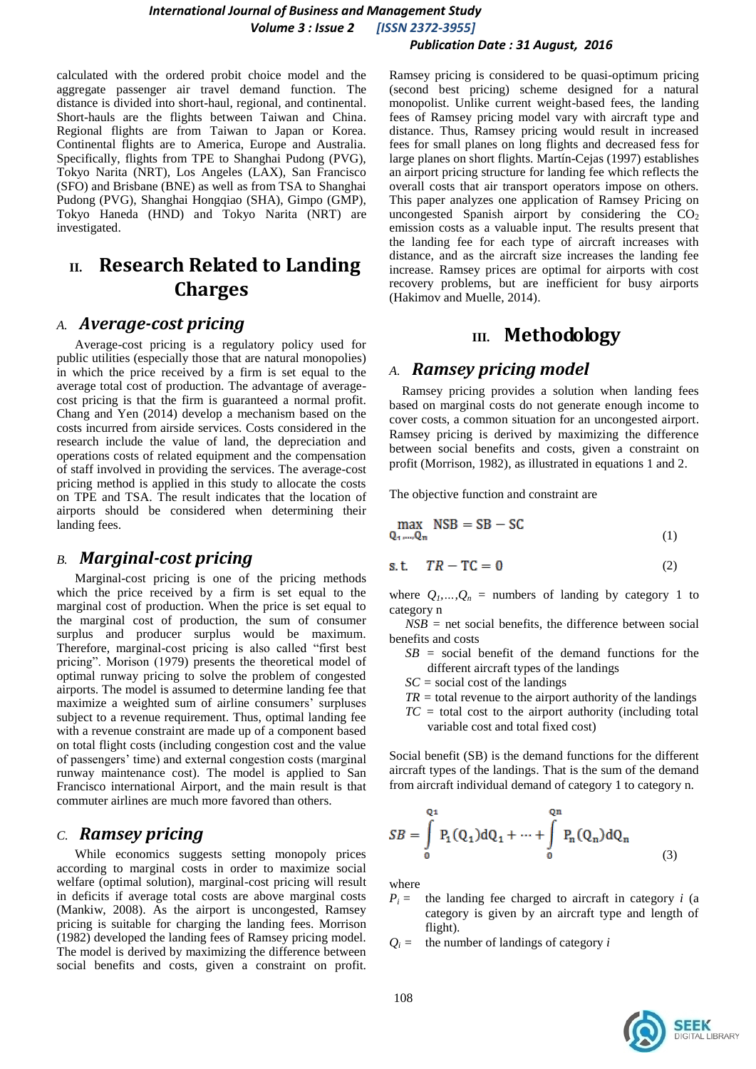calculated with the ordered probit choice model and the aggregate passenger air travel demand function. The distance is divided into short-haul, regional, and continental. Short-hauls are the flights between Taiwan and China. Regional flights are from Taiwan to Japan or Korea. Continental flights are to America, Europe and Australia. Specifically, flights from TPE to Shanghai Pudong (PVG), Tokyo Narita (NRT), Los Angeles (LAX), San Francisco (SFO) and Brisbane (BNE) as well as from TSA to Shanghai Pudong (PVG), Shanghai Hongqiao (SHA), Gimpo (GMP), Tokyo Haneda (HND) and Tokyo Narita (NRT) are investigated.

## II. Research Related to Landing Charges

### A. *Average-cost pricing*

Average-cost pricing is a regulatory policy used for public utilities (especially those that are natural monopolies) in which the price received by a firm is set equal to the average total cost of production. The advantage of average-cost pricing is that the firm is guaranteed a normal profit. Chang and Yen (2014) develop a mechanism based on the costs incurred from airside services. Costs considered in the research include the value of land, the depreciation and operations costs of related equipment and the compensation of staff involved in providing the services. The average-cost pricing method is applied in this study to allocate the costs on TPE and TSA. The result indicates that the location of airports should be considered when determining their landing fees.

### B. *Marginal-cost pricing*

Marginal-cost pricing is one of the pricing methods which the price received by a firm is set equal to the marginal cost of production. When the price is set equal to the marginal cost of production, the sum of consumer surplus and producer surplus would be maximum. Therefore, marginal-cost pricing is also called "first best pricing". Morison (1979) presents the theoretical model of optimal runway pricing to solve the problem of congested airports. The model is assumed to determine landing fee that maximize a weighted sum of airline consumers' surpluses subject to a revenue requirement. Thus, optimal landing fee with a revenue constraint are made up of a component based on total flight costs (including congestion cost and the value of passengers' time) and external congestion costs (marginal runway maintenance cost). The model is applied to San Francisco international Airport, and the main result is that commuter airlines are much more favored than others.

### C. *Ramsey pricing*

While economics suggests setting monopoly prices according to marginal costs in order to maximize social welfare (optimal solution), marginal-cost pricing will result in deficits if average total costs are above marginal costs (Mankiw, 2008). As the airport is uncongested, Ramsey pricing is suitable for charging the landing fees. Morrison (1982) developed the landing fees of Ramsey pricing model. The model is derived by maximizing the difference between social benefits and costs, given a constraint on profit. Ramsey pricing is considered to be quasi-optimum pricing (second best pricing) scheme designed for a natural monopolist. Unlike current weight-based fees, the landing fees of Ramsey pricing model vary with aircraft type and distance. Thus, Ramsey pricing would result in increased fees for small planes on long flights and decreased fess for large planes on short flights. Martín-Cejas (1997) establishes an airport pricing structure for landing fee which reflects the overall costs that air transport operators impose on others. This paper analyzes one application of Ramsey Pricing on uncongested Spanish airport by considering the $CO_2$ emission costs as a valuable input. The results present that the landing fee for each type of aircraft increases with distance, and as the aircraft size increases the landing fee increase. Ramsey prices are optimal for airports with cost recovery problems, but are inefficient for busy airports (Hakimov and Muelle, 2014).

## III. Methodology

### A. *Ramsey pricing model*

Ramsey pricing provides a solution when landing fees based on marginal costs do not generate enough income to cover costs, a common situation for an uncongested airport. Ramsey pricing is derived by maximizing the difference between social benefits and costs, given a constraint on profit (Morrison, 1982), as illustrated in equations 1 and 2.

The objective function and constraint are

$$\max_{Q_1,\ldots,Q_n} \; NSB = SB - SC \tag{1}$$

$$\text{s.t.} \quad TR - TC = 0 \tag{2}$$

where $Q_1,\ldots,Q_n$ = numbers of landing by category 1 to category n

$NSB$ = net social benefits, the difference between social benefits and costs

$SB$ = social benefit of the demand functions for the different aircraft types of the landings

$SC$ = social cost of the landings

$TR$ = total revenue to the airport authority of the landings

$TC$ = total cost to the airport authority (including total variable cost and total fixed cost)

Social benefit (SB) is the demand functions for the different aircraft types of the landings. That is the sum of the demand from aircraft individual demand of category 1 to category n.

$$SB = \int_0^{Q_1} P_1(Q_1)dQ_1 + \cdots + \int_0^{Q_n} P_n(Q_n)dQ_n \tag{3}$$

where

$P_i$ = the landing fee charged to aircraft in category $i$ (a category is given by an aircraft type and length of flight).

$Q_i$ = the number of landings of category $i$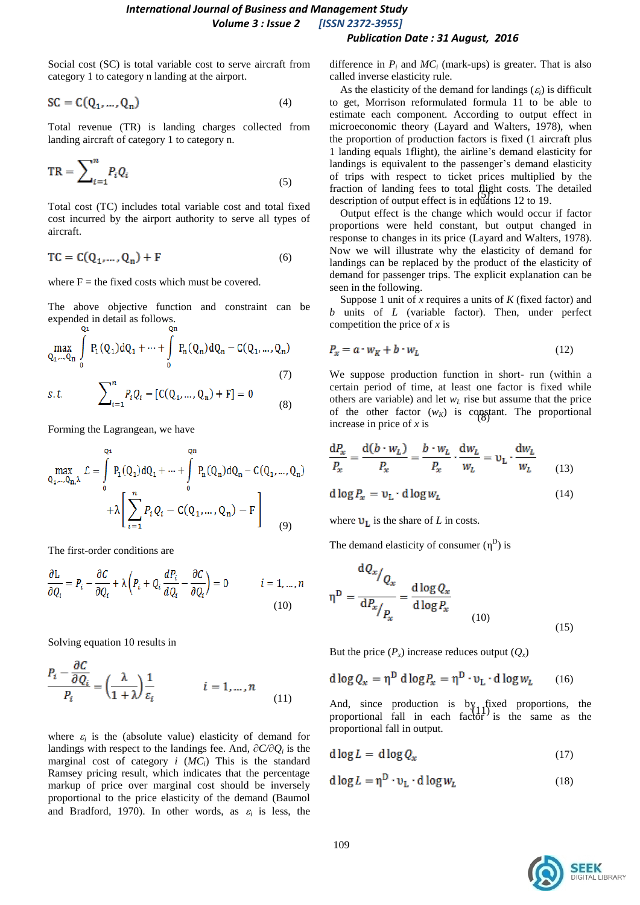Social cost (SC) is total variable cost to serve aircraft from category 1 to category n landing at the airport.

$$SC = C(Q_1, \ldots, Q_n) \tag{4}$$

Total revenue (TR) is landing charges collected from landing aircraft of category 1 to category n.

$$TR = \sum_{i=1}^{n} P_i Q_i \tag{5}$$

Total cost (TC) includes total variable cost and total fixed cost incurred by the airport authority to serve all types of aircraft.

$$TC = C(Q_1, \ldots, Q_n) + F \tag{6}$$

where F = the fixed costs which must be covered.

The above objective function and constraint can be expended in detail as follows.

$$\max_{Q_1,\ldots,Q_n} \int_0^{Q_1} P_1(Q_1)dQ_1 + \cdots + \int_0^{Q_n} P_n(Q_n)dQ_n - C(Q_1, \ldots, Q_n) \tag{7}$$

$$s.t. \quad \sum_{i=1}^{n} P_i Q_i - [C(Q_1, \ldots, Q_n) + F] = 0 \tag{8}$$

Forming the Lagrangean, we have

$$\max_{Q_1,\ldots,Q_n,\lambda} \mathcal{L} = \int_0^{Q_1} P_1(Q_1)dQ_1 + \cdots + \int_0^{Q_n} P_n(Q_n)dQ_n - C(Q_1, \ldots, Q_n) + \lambda\left[\sum_{i=1}^{n} P_i Q_i - C(Q_1, \ldots, Q_n) - F\right] \tag{9}$$

The first-order conditions are

$$\frac{\partial L}{\partial Q_i} = P_i - \frac{\partial C}{\partial Q_i} + \lambda\left(P_i + Q_i\frac{dP_i}{dQ_i} - \frac{\partial C}{\partial Q_i}\right) = 0 \qquad i = 1, \ldots, n \tag{10}$$

Solving equation 10 results in

$$\frac{P_i - \frac{\partial C}{\partial Q_i}}{P_i} = \left(\frac{\lambda}{1+\lambda}\right)\frac{1}{\varepsilon_i} \qquad i = 1, \ldots, n \tag{11}$$

where $\varepsilon_i$ is the (absolute value) elasticity of demand for landings with respect to the landings fee. And, $\partial C/\partial Q_i$ is the marginal cost of category $i$ ($MC_i$) This is the standard Ramsey pricing result, which indicates that the percentage markup of price over marginal cost should be inversely proportional to the price elasticity of the demand (Baumol and Bradford, 1970). In other words, as $\varepsilon_i$ is less, the difference in $P_i$ and $MC_i$ (mark-ups) is greater. That is also called inverse elasticity rule.

As the elasticity of the demand for landings ($\varepsilon_i$) is difficult to get, Morrison reformulated formula 11 to be able to estimate each component. According to output effect in microeconomic theory (Layard and Walters, 1978), when the proportion of production factors is fixed (1 aircraft plus 1 landing equals 1flight), the airline's demand elasticity for landings is equivalent to the passenger's demand elasticity of trips with respect to ticket prices multiplied by the fraction of landing fees to total flight costs. The detailed description of output effect is in equations 12 to 19.

Output effect is the change which would occur if factor proportions were held constant, but output changed in response to changes in its price (Layard and Walters, 1978). Now we will illustrate why the elasticity of demand for landings can be replaced by the product of the elasticity of demand for passenger trips. The explicit explanation can be seen in the following.

Suppose 1 unit of $x$ requires a units of $K$ (fixed factor) and $b$ units of $L$ (variable factor). Then, under perfect competition the price of $x$ is

$$P_x = a \cdot w_K + b \cdot w_L \tag{12}$$

We suppose production function in short- run (within a certain period of time, at least one factor is fixed while others are variable) and let $w_L$ rise but assume that the price of the other factor ($w_K$) is constant. The proportional increase in price of $x$ is

$$\frac{dP_x}{P_x} = \frac{d(b \cdot w_L)}{P_x} = \frac{b \cdot w_L}{P_x} \cdot \frac{dw_L}{w_L} = \upsilon_L \cdot \frac{dw_L}{w_L} \tag{13}$$

$$d\log P_x = \upsilon_L \cdot d\log w_L \tag{14}$$

where $\upsilon_L$ is the share of $L$ in costs.

The demand elasticity of consumer ($\eta^D$) is

$$\eta^D = \frac{dQ_x/Q_x}{dP_x/P_x} = \frac{d\log Q_x}{d\log P_x} \tag{15}$$

But the price ($P_x$) increase reduces output ($Q_x$)

$$d\log Q_x = \eta^D \, d\log P_x = \eta^D \cdot \upsilon_L \cdot d\log w_L \tag{16}$$

And, since production is by fixed proportions, the proportional fall in each factor is the same as the proportional fall in output.

$$d\log L = d\log Q_x \tag{17}$$

$$d\log L = \eta^D \cdot \upsilon_L \cdot d\log w_L \tag{18}$$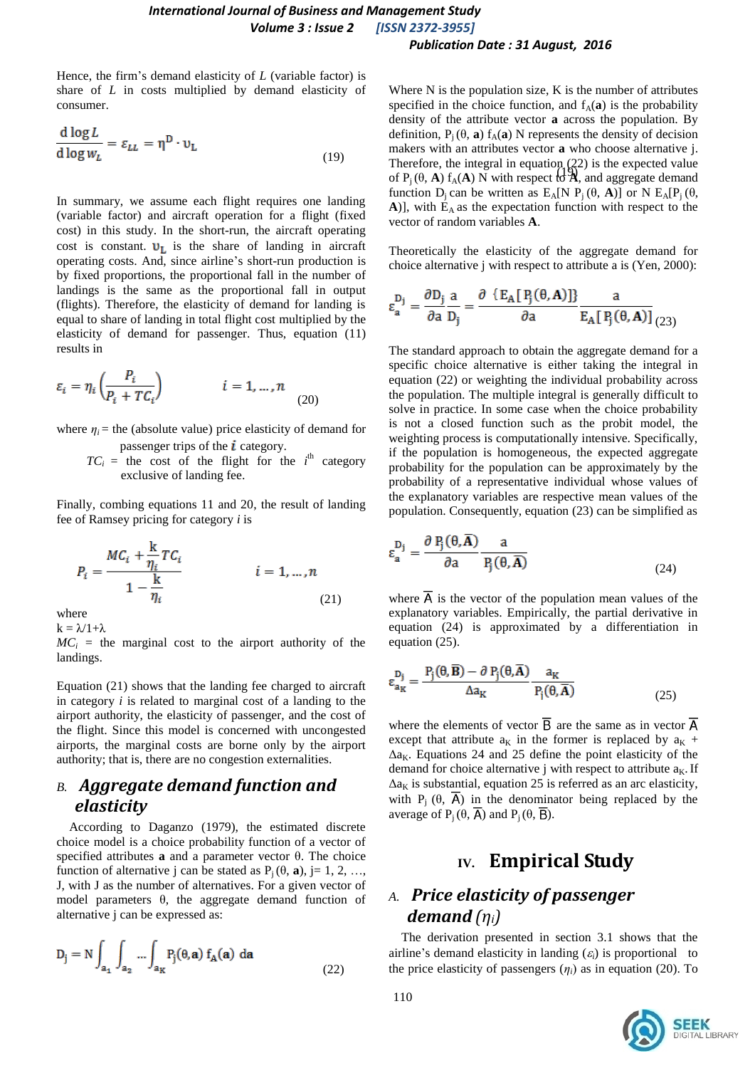Hence, the firm's demand elasticity of $L$ (variable factor) is share of $L$ in costs multiplied by demand elasticity of consumer.

$$\frac{d \log L}{d \log w_L} = \varepsilon_{LL} = \eta^D \cdot \upsilon_L \tag{19}$$

In summary, we assume each flight requires one landing (variable factor) and aircraft operation for a flight (fixed cost) in this study. In the short-run, the aircraft operating cost is constant. $\upsilon_L$ is the share of landing in aircraft operating costs. And, since airline's short-run production is by fixed proportions, the proportional fall in the number of landings is the same as the proportional fall in output (flights). Therefore, the elasticity of demand for landing is equal to share of landing in total flight cost multiplied by the elasticity of demand for passenger. Thus, equation (11) results in

$$\varepsilon_i = \eta_i \left( \frac{P_i}{P_i + TC_i} \right) \qquad i = 1, \ldots, n \tag{20}$$

where $\eta_i$ = the (absolute value) price elasticity of demand for passenger trips of the $i$ category.

$TC_i$ = the cost of the flight for the $i^{th}$ category exclusive of landing fee.

Finally, combing equations 11 and 20, the result of landing fee of Ramsey pricing for category $i$ is

$$P_i = \frac{MC_i + \frac{k}{\eta_i} TC_i}{1 - \frac{k}{\eta_i}} \qquad i = 1, \ldots, n \tag{21}$$

where

$k = \lambda/1+\lambda$

$MC_i$ = the marginal cost to the airport authority of the landings.

Equation (21) shows that the landing fee charged to aircraft in category $i$ is related to marginal cost of a landing to the airport authority, the elasticity of passenger, and the cost of the flight. Since this model is concerned with uncongested airports, the marginal costs are borne only by the airport authority; that is, there are no congestion externalities.

## *B. Aggregate demand function and elasticity*

According to Daganzo (1979), the estimated discrete choice model is a choice probability function of a vector of specified attributes **a** and a parameter vector θ. The choice function of alternative j can be stated as $P_j(\theta, \mathbf{a})$, j= 1, 2, …, J, with J as the number of alternatives. For a given vector of model parameters θ, the aggregate demand function of alternative j can be expressed as:

$$D_j = N \int_{a_1} \int_{a_2} \ldots \int_{a_K} P_j(\theta, \mathbf{a}) \, f_A(\mathbf{a}) \, d\mathbf{a} \tag{22}$$

Where N is the population size, K is the number of attributes specified in the choice function, and $f_A(\mathbf{a})$ is the probability density of the attribute vector **a** across the population. By definition, $P_j(\theta, \mathbf{a}) f_A(\mathbf{a}) N$ represents the density of decision makers with an attributes vector **a** who choose alternative j. Therefore, the integral in equation (22) is the expected value of $P_j(\theta, \mathbf{A}) f_A(\mathbf{A}) N$ with respect to **A**, and aggregate demand function $D_j$ can be written as $E_A[N P_j(\theta, \mathbf{A})]$ or $N E_A[P_j(\theta, \mathbf{A})]$, with $E_A$ as the expectation function with respect to the vector of random variables **A**.

Theoretically the elasticity of the aggregate demand for choice alternative j with respect to attribute a is (Yen, 2000):

$$\varepsilon_a^{D_j} = \frac{\partial D_j}{\partial a} \frac{a}{D_j} = \frac{\partial \{E_A[P_j(\theta, \mathbf{A})]\}}{\partial a} \frac{a}{E_A[P_j(\theta, \mathbf{A})]} \tag{23}$$

The standard approach to obtain the aggregate demand for a specific choice alternative is either taking the integral in equation (22) or weighting the individual probability across the population. The multiple integral is generally difficult to solve in practice. In some case when the choice probability is not a closed function such as the probit model, the weighting process is computationally intensive. Specifically, if the population is homogeneous, the expected aggregate probability for the population can be approximately by the probability of a representative individual whose values of the explanatory variables are respective mean values of the population. Consequently, equation (23) can be simplified as

$$\varepsilon_a^{D_j} = \frac{\partial P_j(\theta, \bar{\mathbf{A}})}{\partial a} \frac{a}{P_j(\theta, \bar{\mathbf{A}})} \tag{24}$$

where $\bar{\mathbf{A}}$ is the vector of the population mean values of the explanatory variables. Empirically, the partial derivative in equation (24) is approximated by a differentiation in equation (25).

$$\varepsilon_{a_K}^{D_j} = \frac{P_j(\theta, \bar{\mathbf{B}}) - \partial P_j(\theta, \bar{\mathbf{A}})}{\Delta a_K} \frac{a_K}{P_j(\theta, \bar{\mathbf{A}})} \tag{25}$$

where the elements of vector $\bar{\mathbf{B}}$ are the same as in vector $\bar{\mathbf{A}}$ except that attribute $a_K$ in the former is replaced by $a_K + \Delta a_K$. Equations 24 and 25 define the point elasticity of the demand for choice alternative j with respect to attribute $a_K$. If $\Delta a_K$ is substantial, equation 25 is referred as an arc elasticity, with $P_j(\theta, \bar{\mathbf{A}})$ in the denominator being replaced by the average of $P_j(\theta, \bar{\mathbf{A}})$ and $P_j(\theta, \bar{\mathbf{B}})$.

# IV. Empirical Study

## *A. Price elasticity of passenger demand ($\eta_i$)*

The derivation presented in section 3.1 shows that the airline's demand elasticity in landing ($\varepsilon_i$) is proportional to the price elasticity of passengers ($\eta_i$) as in equation (20). To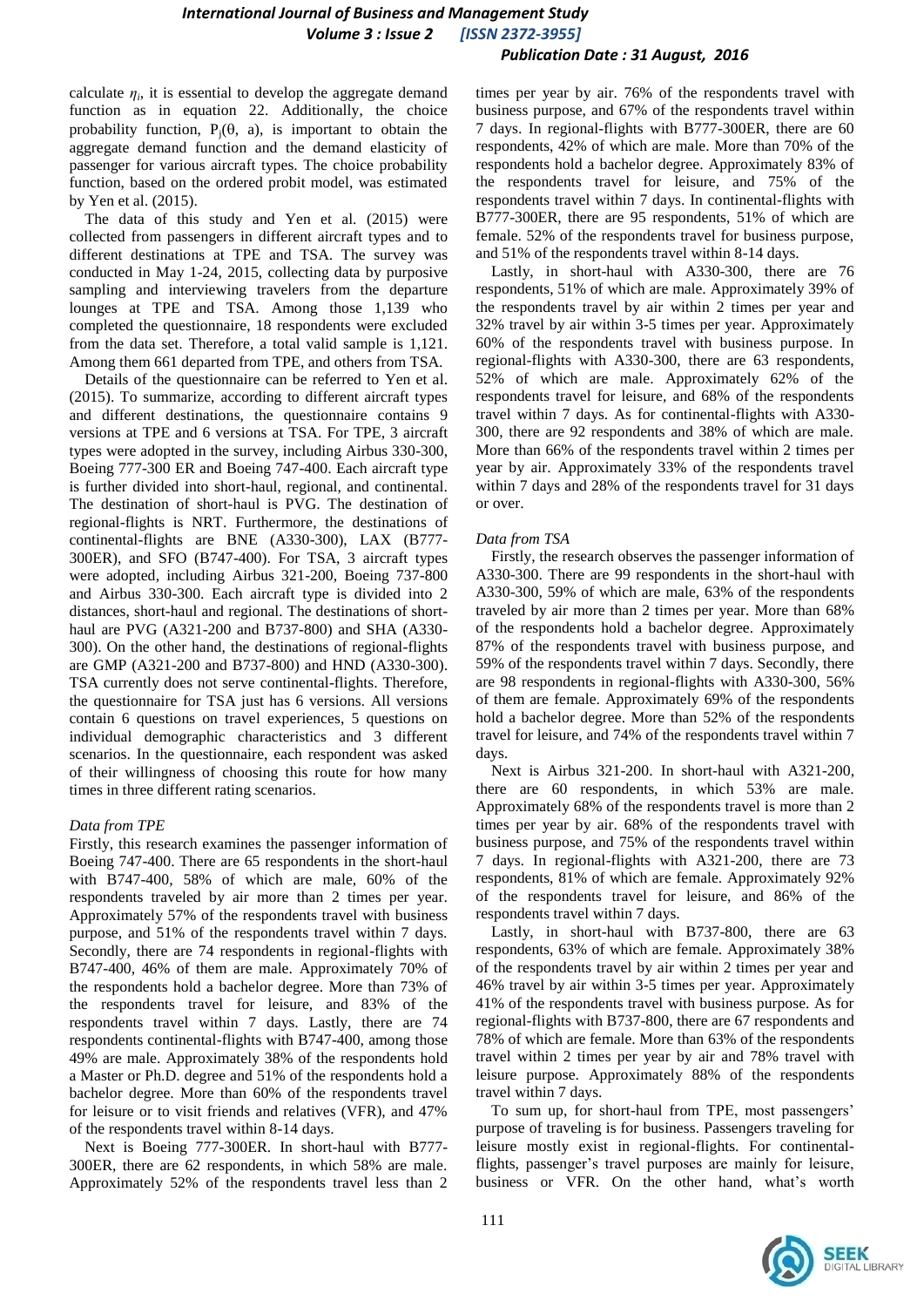calculate $\eta_i$, it is essential to develop the aggregate demand function as in equation 22. Additionally, the choice probability function, $P_j(\theta, a)$, is important to obtain the aggregate demand function and the demand elasticity of passenger for various aircraft types. The choice probability function, based on the ordered probit model, was estimated by Yen et al. (2015).

The data of this study and Yen et al. (2015) were collected from passengers in different aircraft types and to different destinations at TPE and TSA. The survey was conducted in May 1-24, 2015, collecting data by purposive sampling and interviewing travelers from the departure lounges at TPE and TSA. Among those 1,139 who completed the questionnaire, 18 respondents were excluded from the data set. Therefore, a total valid sample is 1,121. Among them 661 departed from TPE, and others from TSA.

Details of the questionnaire can be referred to Yen et al. (2015). To summarize, according to different aircraft types and different destinations, the questionnaire contains 9 versions at TPE and 6 versions at TSA. For TPE, 3 aircraft types were adopted in the survey, including Airbus 330-300, Boeing 777-300 ER and Boeing 747-400. Each aircraft type is further divided into short-haul, regional, and continental. The destination of short-haul is PVG. The destination of regional-flights is NRT. Furthermore, the destinations of continental-flights are BNE (A330-300), LAX (B777-300ER), and SFO (B747-400). For TSA, 3 aircraft types were adopted, including Airbus 321-200, Boeing 737-800 and Airbus 330-300. Each aircraft type is divided into 2 distances, short-haul and regional. The destinations of short-haul are PVG (A321-200 and B737-800) and SHA (A330-300). On the other hand, the destinations of regional-flights are GMP (A321-200 and B737-800) and HND (A330-300). TSA currently does not serve continental-flights. Therefore, the questionnaire for TSA just has 6 versions. All versions contain 6 questions on travel experiences, 5 questions on individual demographic characteristics and 3 different scenarios. In the questionnaire, each respondent was asked of their willingness of choosing this route for how many times in three different rating scenarios.

*Data from TPE*

Firstly, this research examines the passenger information of Boeing 747-400. There are 65 respondents in the short-haul with B747-400, 58% of which are male, 60% of the respondents traveled by air more than 2 times per year. Approximately 57% of the respondents travel with business purpose, and 51% of the respondents travel within 7 days. Secondly, there are 74 respondents in regional-flights with B747-400, 46% of them are male. Approximately 70% of the respondents hold a bachelor degree. More than 73% of the respondents travel for leisure, and 83% of the respondents travel within 7 days. Lastly, there are 74 respondents continental-flights with B747-400, among those 49% are male. Approximately 38% of the respondents hold a Master or Ph.D. degree and 51% of the respondents hold a bachelor degree. More than 60% of the respondents travel for leisure or to visit friends and relatives (VFR), and 47% of the respondents travel within 8-14 days.

Next is Boeing 777-300ER. In short-haul with B777-300ER, there are 62 respondents, in which 58% are male. Approximately 52% of the respondents travel less than 2 times per year by air. 76% of the respondents travel with business purpose, and 67% of the respondents travel within 7 days. In regional-flights with B777-300ER, there are 60 respondents, 42% of which are male. More than 70% of the respondents hold a bachelor degree. Approximately 83% of the respondents travel for leisure, and 75% of the respondents travel within 7 days. In continental-flights with B777-300ER, there are 95 respondents, 51% of which are female. 52% of the respondents travel for business purpose, and 51% of the respondents travel within 8-14 days.

Lastly, in short-haul with A330-300, there are 76 respondents, 51% of which are male. Approximately 39% of the respondents travel by air within 2 times per year and 32% travel by air within 3-5 times per year. Approximately 60% of the respondents travel with business purpose. In regional-flights with A330-300, there are 63 respondents, 52% of which are male. Approximately 62% of the respondents travel for leisure, and 68% of the respondents travel within 7 days. As for continental-flights with A330-300, there are 92 respondents and 38% of which are male. More than 66% of the respondents travel within 2 times per year by air. Approximately 33% of the respondents travel within 7 days and 28% of the respondents travel for 31 days or over.

*Data from TSA*

Firstly, the research observes the passenger information of A330-300. There are 99 respondents in the short-haul with A330-300, 59% of which are male, 63% of the respondents traveled by air more than 2 times per year. More than 68% of the respondents hold a bachelor degree. Approximately 87% of the respondents travel with business purpose, and 59% of the respondents travel within 7 days. Secondly, there are 98 respondents in regional-flights with A330-300, 56% of them are female. Approximately 69% of the respondents hold a bachelor degree. More than 52% of the respondents travel for leisure, and 74% of the respondents travel within 7 days.

Next is Airbus 321-200. In short-haul with A321-200, there are 60 respondents, in which 53% are male. Approximately 68% of the respondents travel is more than 2 times per year by air. 68% of the respondents travel with business purpose, and 75% of the respondents travel within 7 days. In regional-flights with A321-200, there are 73 respondents, 81% of which are female. Approximately 92% of the respondents travel for leisure, and 86% of the respondents travel within 7 days.

Lastly, in short-haul with B737-800, there are 63 respondents, 63% of which are female. Approximately 38% of the respondents travel by air within 2 times per year and 46% travel by air within 3-5 times per year. Approximately 41% of the respondents travel with business purpose. As for regional-flights with B737-800, there are 67 respondents and 78% of which are female. More than 63% of the respondents travel within 2 times per year by air and 78% travel with leisure purpose. Approximately 88% of the respondents travel within 7 days.

To sum up, for short-haul from TPE, most passengers' purpose of traveling is for business. Passengers traveling for leisure mostly exist in regional-flights. For continental-flights, passenger's travel purposes are mainly for leisure, business or VFR. On the other hand, what's worth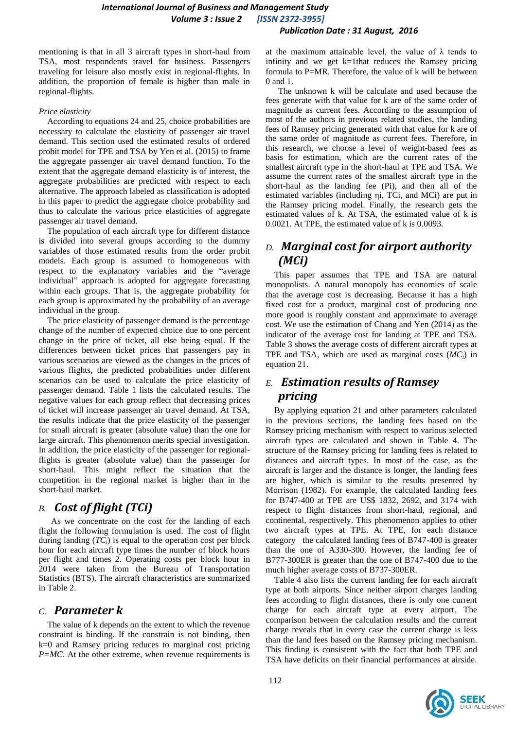mentioning is that in all 3 aircraft types in short-haul from TSA, most respondents travel for business. Passengers traveling for leisure also mostly exist in regional-flights. In addition, the proportion of female is higher than male in regional-flights.

*Price elasticity*

According to equations 24 and 25, choice probabilities are necessary to calculate the elasticity of passenger air travel demand. This section used the estimated results of ordered probit model for TPE and TSA by Yen et al. (2015) to frame the aggregate passenger air travel demand function. To the extent that the aggregate demand elasticity is of interest, the aggregate probabilities are predicted with respect to each alternative. The approach labeled as classification is adopted in this paper to predict the aggregate choice probability and thus to calculate the various price elasticities of aggregate passenger air travel demand.

The population of each aircraft type for different distance is divided into several groups according to the dummy variables of those estimated results from the order probit models. Each group is assumed to homogeneous with respect to the explanatory variables and the "average individual" approach is adopted for aggregate forecasting within each groups. That is, the aggregate probability for each group is approximated by the probability of an average individual in the group.

The price elasticity of passenger demand is the percentage change of the number of expected choice due to one percent change in the price of ticket, all else being equal. If the differences between ticket prices that passengers pay in various scenarios are viewed as the changes in the prices of various flights, the predicted probabilities under different scenarios can be used to calculate the price elasticity of passenger demand. Table 1 lists the calculated results. The negative values for each group reflect that decreasing prices of ticket will increase passenger air travel demand. At TSA, the results indicate that the price elasticity of the passenger for small aircraft is greater (absolute value) than the one for large aircraft. This phenomenon merits special investigation. In addition, the price elasticity of the passenger for regional-flights is greater (absolute value) than the passenger for short-haul. This might reflect the situation that the competition in the regional market is higher than in the short-haul market.

## B. *Cost of flight (TCi)*

As we concentrate on the cost for the landing of each flight the following formulation is used. The cost of flight during landing ($TC_i$) is equal to the operation cost per block hour for each aircraft type times the number of block hours per flight and times 2. Operating costs per block hour in 2014 were taken from the Bureau of Transportation Statistics (BTS). The aircraft characteristics are summarized in Table 2.

## C. *Parameter k*

The value of k depends on the extent to which the revenue constraint is binding. If the constrain is not binding, then k=0 and Ramsey pricing reduces to marginal cost pricing $P=MC$. At the other extreme, when revenue requirements is at the maximum attainable level, the value of λ tends to infinity and we get k=1that reduces the Ramsey pricing formula to P=MR. Therefore, the value of k will be between 0 and 1.

The unknown k will be calculate and used because the fees generate with that value for k are of the same order of magnitude as current fees. According to the assumption of most of the authors in previous related studies, the landing fees of Ramsey pricing generated with that value for k are of the same order of magnitude as current fees. Therefore, in this research, we choose a level of weight-based fees as basis for estimation, which are the current rates of the smallest aircraft type in the short-haul at TPE and TSA. We assume the current rates of the smallest aircraft type in the short-haul as the landing fee (Pi), and then all of the estimated variables (including ηi, TCi, and MCi) are put in the Ramsey pricing model. Finally, the research gets the estimated values of k. At TSA, the estimated value of k is 0.0021. At TPE, the estimated value of k is 0.0093.

## D. *Marginal cost for airport authority (MCi)*

This paper assumes that TPE and TSA are natural monopolists. A natural monopoly has economies of scale that the average cost is decreasing. Because it has a high fixed cost for a product, marginal cost of producing one more good is roughly constant and approximate to average cost. We use the estimation of Chang and Yen (2014) as the indicator of the average cost for landing at TPE and TSA. Table 3 shows the average costs of different aircraft types at TPE and TSA, which are used as marginal costs ($MC_i$) in equation 21.

## E. *Estimation results of Ramsey pricing*

By applying equation 21 and other parameters calculated in the previous sections, the landing fees based on the Ramsey pricing mechanism with respect to various selected aircraft types are calculated and shown in Table 4. The structure of the Ramsey pricing for landing fees is related to distances and aircraft types. In most of the case, as the aircraft is larger and the distance is longer, the landing fees are higher, which is similar to the results presented by Morrison (1982). For example, the calculated landing fees for B747-400 at TPE are US$ 1832, 2692, and 3174 with respect to flight distances from short-haul, regional, and continental, respectively. This phenomenon applies to other two aircraft types at TPE. At TPE, for each distance category the calculated landing fees of B747-400 is greater than the one of A330-300. However, the landing fee of B777-300ER is greater than the one of B747-400 due to the much higher average costs of B737-300ER.

Table 4 also lists the current landing fee for each aircraft type at both airports. Since neither airport charges landing fees according to flight distances, there is only one current charge for each aircraft type at every airport. The comparison between the calculation results and the current charge reveals that in every case the current charge is less than the land fees based on the Ramsey pricing mechanism. This finding is consistent with the fact that both TPE and TSA have deficits on their financial performances at airside.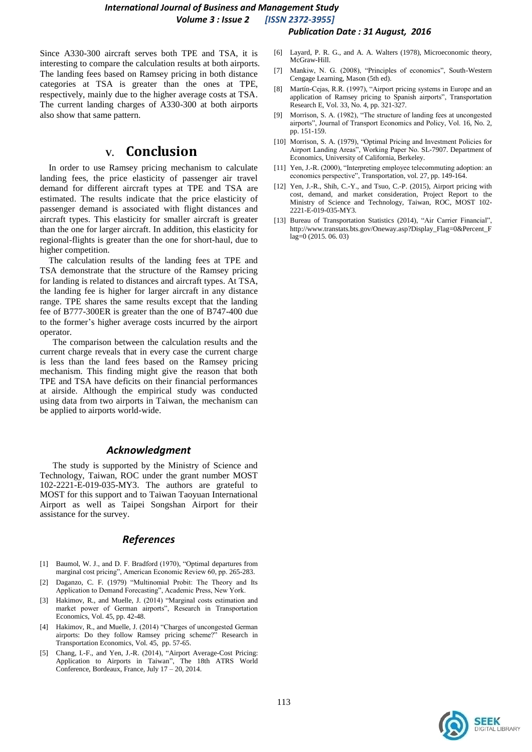Since A330-300 aircraft serves both TPE and TSA, it is interesting to compare the calculation results at both airports. The landing fees based on Ramsey pricing in both distance categories at TSA is greater than the ones at TPE, respectively, mainly due to the higher average costs at TSA. The current landing charges of A330-300 at both airports also show that same pattern.

## V. Conclusion

In order to use Ramsey pricing mechanism to calculate landing fees, the price elasticity of passenger air travel demand for different aircraft types at TPE and TSA are estimated. The results indicate that the price elasticity of passenger demand is associated with flight distances and aircraft types. This elasticity for smaller aircraft is greater than the one for larger aircraft. In addition, this elasticity for regional-flights is greater than the one for short-haul, due to higher competition.

The calculation results of the landing fees at TPE and TSA demonstrate that the structure of the Ramsey pricing for landing is related to distances and aircraft types. At TSA, the landing fee is higher for larger aircraft in any distance range. TPE shares the same results except that the landing fee of B777-300ER is greater than the one of B747-400 due to the former's higher average costs incurred by the airport operator.

The comparison between the calculation results and the current charge reveals that in every case the current charge is less than the land fees based on the Ramsey pricing mechanism. This finding might give the reason that both TPE and TSA have deficits on their financial performances at airside. Although the empirical study was conducted using data from two airports in Taiwan, the mechanism can be applied to airports world-wide.

### *Acknowledgment*

The study is supported by the Ministry of Science and Technology, Taiwan, ROC under the grant number MOST 102-2221-E-019-035-MY3. The authors are grateful to MOST for this support and to Taiwan Taoyuan International Airport as well as Taipei Songshan Airport for their assistance for the survey.

### *References*

[1] Baumol, W. J., and D. F. Bradford (1970), "Optimal departures from marginal cost pricing", American Economic Review 60, pp. 265-283.

[2] Daganzo, C. F. (1979) "Multinomial Probit: The Theory and Its Application to Demand Forecasting", Academic Press, New York.

[3] Hakimov, R., and Muelle, J. (2014) "Marginal costs estimation and market power of German airports", Research in Transportation Economics, Vol. 45, pp. 42-48.

[4] Hakimov, R., and Muelle, J. (2014) "Charges of uncongested German airports: Do they follow Ramsey pricing scheme?" Research in Transportation Economics, Vol. 45, pp. 57-65.

[5] Chang, I.-F., and Yen, J.-R. (2014), "Airport Average-Cost Pricing: Application to Airports in Taiwan", The 18th ATRS World Conference, Bordeaux, France, July 17 – 20, 2014.

[6] Layard, P. R. G., and A. A. Walters (1978), Microeconomic theory, McGraw-Hill.

[7] Mankiw, N. G. (2008), "Principles of economics", South-Western Cengage Learning, Mason (5th ed).

[8] Martín-Cejas, R.R. (1997), "Airport pricing systems in Europe and an application of Ramsey pricing to Spanish airports", Transportation Research E, Vol. 33, No. 4, pp. 321-327.

[9] Morrison, S. A. (1982), "The structure of landing fees at uncongested airports", Journal of Transport Economics and Policy, Vol. 16, No. 2, pp. 151-159.

[10] Morrison, S. A. (1979), "Optimal Pricing and Investment Policies for Airport Landing Areas", Working Paper No. SL-7907. Department of Economics, University of California, Berkeley.

[11] Yen, J.-R. (2000), "Interpreting employee telecommuting adoption: an economics perspective", Transportation, vol. 27, pp. 149-164.

[12] Yen, J.-R., Shih, C.-Y., and Tsuo, C.-P. (2015), Airport pricing with cost, demand, and market consideration, Project Report to the Ministry of Science and Technology, Taiwan, ROC, MOST 102-2221-E-019-035-MY3.

[13] Bureau of Transportation Statistics (2014), "Air Carrier Financial", http://www.transtats.bts.gov/Oneway.asp?Display_Flag=0&Percent_Flag=0 (2015. 06. 03)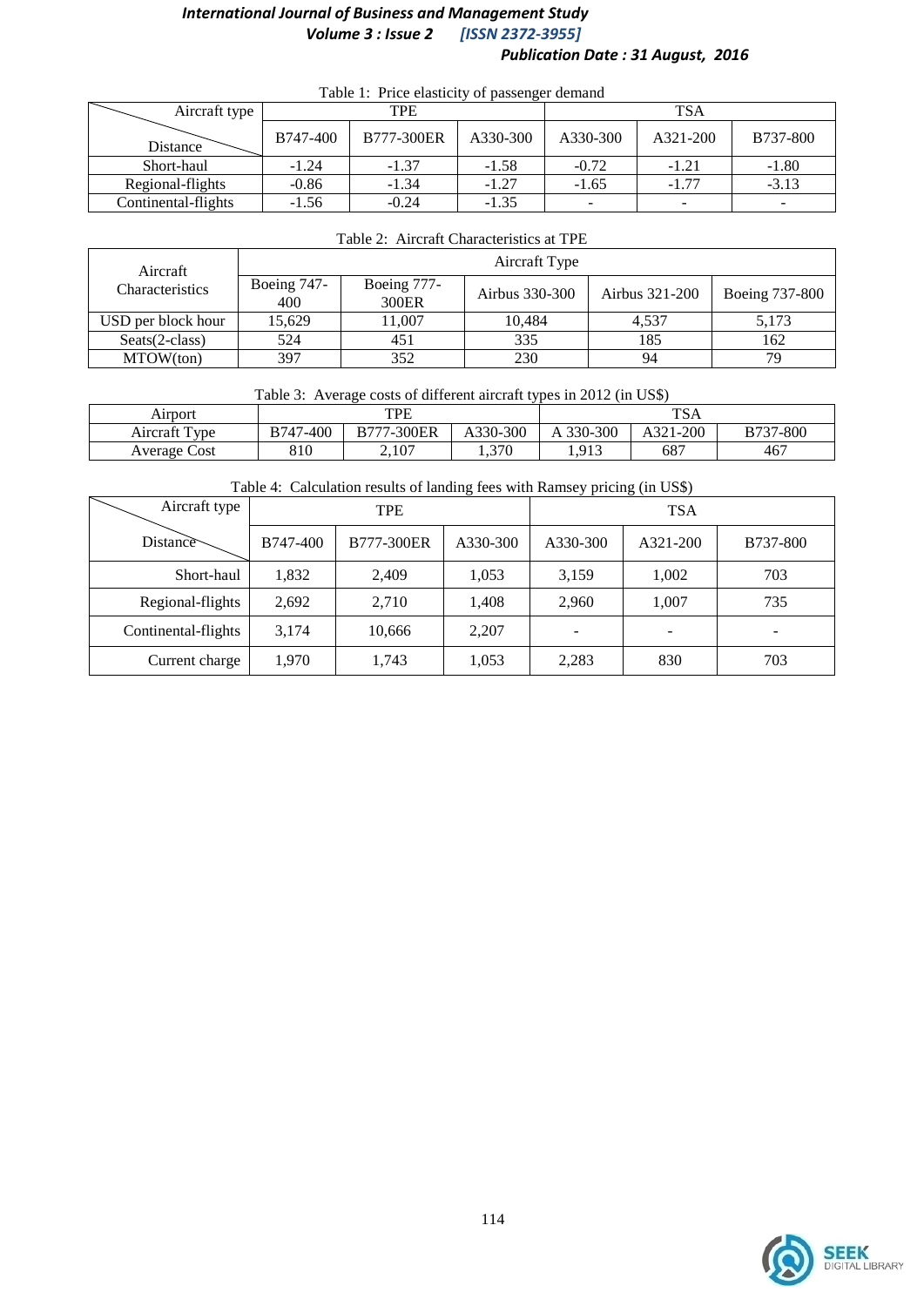Table 1: Price elasticity of passenger demand

| Distance \ Aircraft type | TPE | | | TSA | | |
|---|---|---|---|---|---|---|
| | B747-400 | B777-300ER | A330-300 | A330-300 | A321-200 | B737-800 |
| Short-haul | -1.24 | -1.37 | -1.58 | -0.72 | -1.21 | -1.80 |
| Regional-flights | -0.86 | -1.34 | -1.27 | -1.65 | -1.77 | -3.13 |
| Continental-flights | -1.56 | -0.24 | -1.35 | - | - | - |

Table 2: Aircraft Characteristics at TPE

| Aircraft Characteristics | Aircraft Type | | | | |
|---|---|---|---|---|---|
| | Boeing 747-400 | Boeing 777-300ER | Airbus 330-300 | Airbus 321-200 | Boeing 737-800 |
| USD per block hour | 15,629 | 11,007 | 10,484 | 4,537 | 5,173 |
| Seats(2-class) | 524 | 451 | 335 | 185 | 162 |
| MTOW(ton) | 397 | 352 | 230 | 94 | 79 |

Table 3: Average costs of different aircraft types in 2012 (in US$)

| Airport | TPE | | | TSA | | |
|---|---|---|---|---|---|---|
| Aircraft Type | B747-400 | B777-300ER | A330-300 | A 330-300 | A321-200 | B737-800 |
| Average Cost | 810 | 2,107 | 1,370 | 1,913 | 687 | 467 |

Table 4: Calculation results of landing fees with Ramsey pricing (in US$)

| Distance \ Aircraft type | TPE | | | TSA | | |
|---|---|---|---|---|---|---|
| | B747-400 | B777-300ER | A330-300 | A330-300 | A321-200 | B737-800 |
| Short-haul | 1,832 | 2,409 | 1,053 | 3,159 | 1,002 | 703 |
| Regional-flights | 2,692 | 2,710 | 1,408 | 2,960 | 1,007 | 735 |
| Continental-flights | 3,174 | 10,666 | 2,207 | - | - | - |
| Current charge | 1,970 | 1,743 | 1,053 | 2,283 | 830 | 703 |